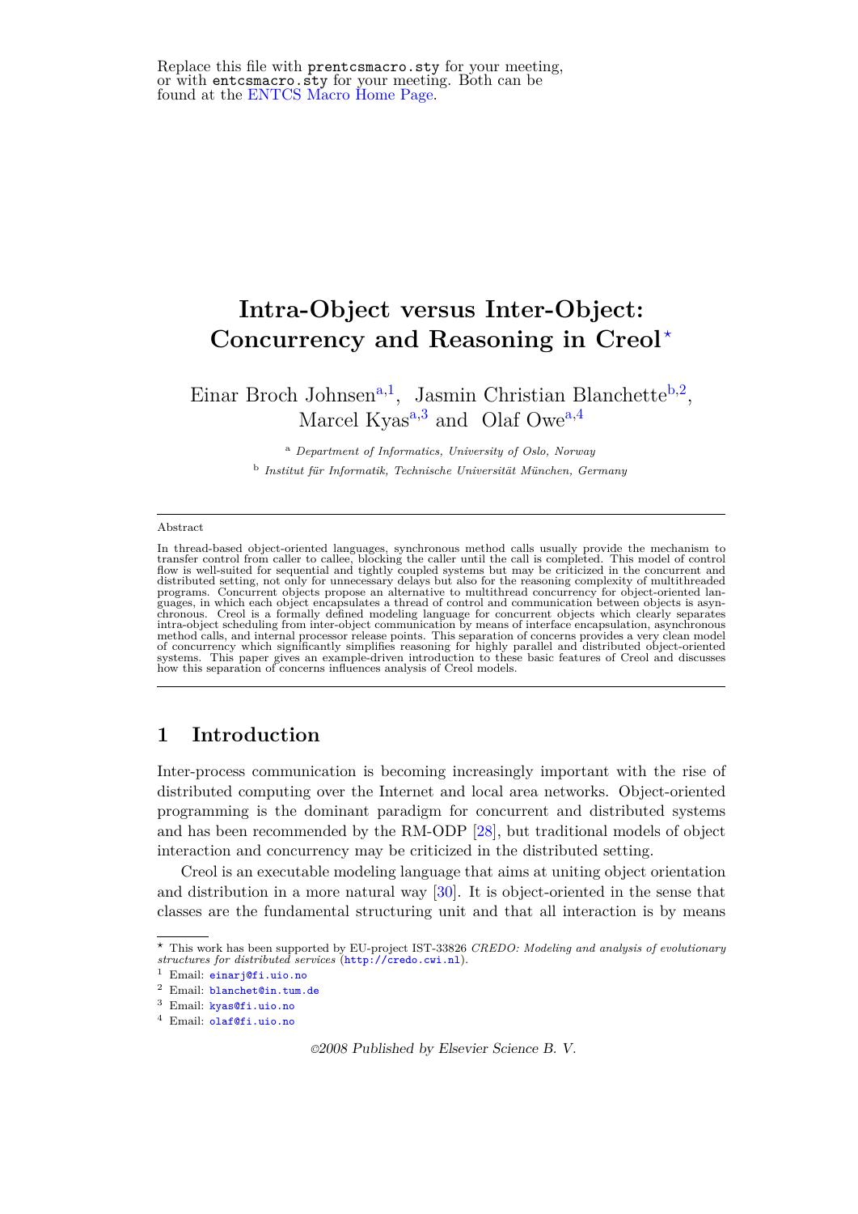Replace this file with prentcsmacro.sty for your meeting, or with entcsmacro.sty for your meeting. Both can be found at the ENTCS Macro Home Page.

# Intra-Object versus Inter-Object: Concurrency and Reasoning in Creol [⋆]

Einar Broch Johnsen[a,1], Jasmin Christian Blanchette[b,2], Marcel Kyas[a,3] and Olaf Owe[a,4]

[a] *Department of Informatics, University of Oslo, Norway*

[b] *Institut für Informatik, Technische Universität München, Germany*

## Abstract

In thread-based object-oriented languages, synchronous method calls usually provide the mechanism to transfer control from caller to callee, blocking the caller until the call is completed. This model of control flow is well-suited for sequential and tightly coupled systems but may be criticized in the concurrent and distributed setting, not only for unnecessary delays but also for the reasoning complexity of multithreaded programs. Concurrent objects propose an alternative to multithread concurrency for object-oriented languages, in which each object encapsulates a thread of control and communication between objects is asynchronous. Creol is a formally defined modeling language for concurrent objects which clearly separates intra-object scheduling from inter-object communication by means of interface encapsulation, asynchronous method calls, and internal processor release points. This separation of concerns provides a very clean model of concurrency which significantly simplifies reasoning for highly parallel and distributed object-oriented systems. This paper gives an example-driven introduction to these basic features of Creol and discusses how this separation of concerns influences analysis of Creol models.

## 1 Introduction

Inter-process communication is becoming increasingly important with the rise of distributed computing over the Internet and local area networks. Object-oriented programming is the dominant paradigm for concurrent and distributed systems and has been recommended by the RM-ODP [28], but traditional models of object interaction and concurrency may be criticized in the distributed setting.

Creol is an executable modeling language that aims at uniting object orientation and distribution in a more natural way [30]. It is object-oriented in the sense that classes are the fundamental structuring unit and that all interaction is by means

---

[⋆] This work has been supported by EU-project IST-33826 *CREDO: Modeling and analysis of evolutionary structures for distributed services* (http://credo.cwi.nl).

[1] Email: einarj@fi.uio.no

[2] Email: blanchet@in.tum.de

[3] Email: kyas@fi.uio.no

[4] Email: olaf@fi.uio.no

*©2008 Published by Elsevier Science B. V.*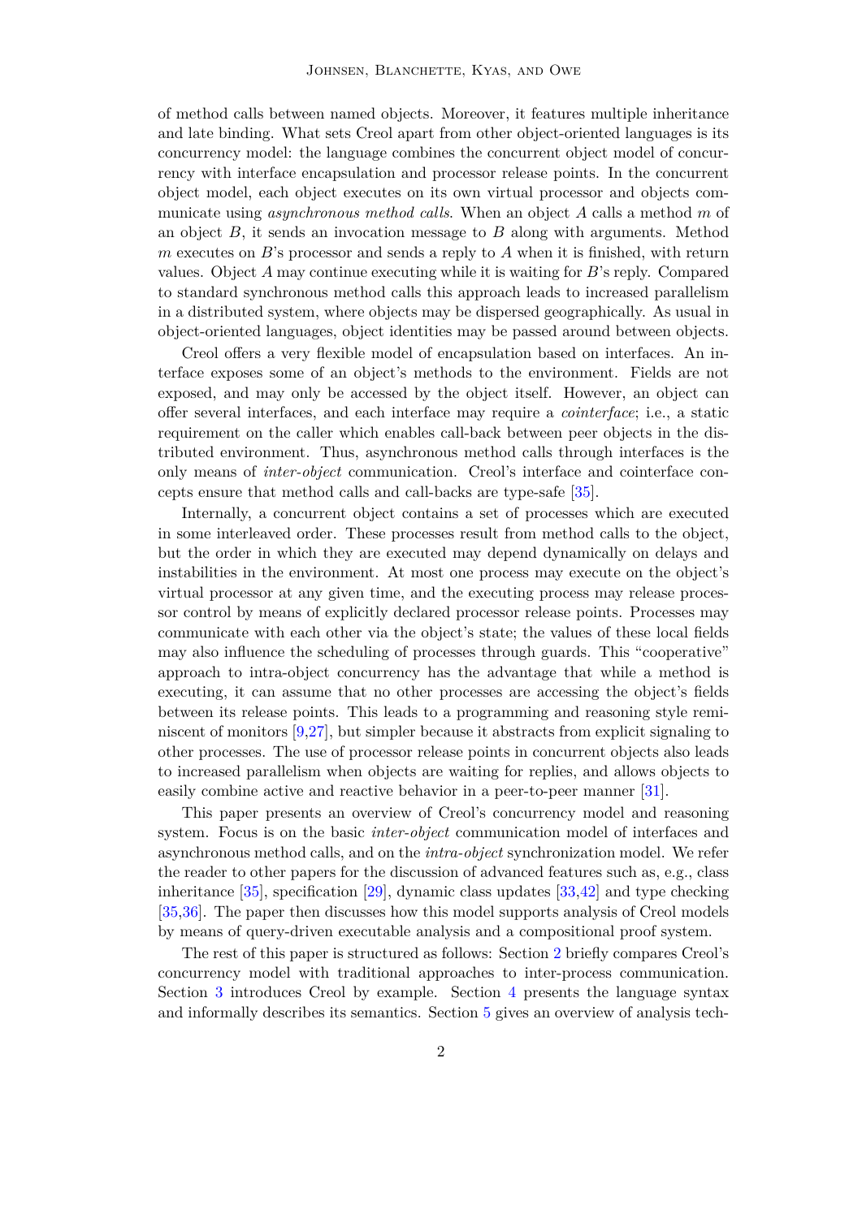of method calls between named objects. Moreover, it features multiple inheritance and late binding. What sets Creol apart from other object-oriented languages is its concurrency model: the language combines the concurrent object model of concurrency with interface encapsulation and processor release points. In the concurrent object model, each object executes on its own virtual processor and objects communicate using *asynchronous method calls*. When an object $A$ calls a method $m$ of an object $B$, it sends an invocation message to $B$ along with arguments. Method $m$ executes on $B$'s processor and sends a reply to $A$ when it is finished, with return values. Object $A$ may continue executing while it is waiting for $B$'s reply. Compared to standard synchronous method calls this approach leads to increased parallelism in a distributed system, where objects may be dispersed geographically. As usual in object-oriented languages, object identities may be passed around between objects.

Creol offers a very flexible model of encapsulation based on interfaces. An interface exposes some of an object's methods to the environment. Fields are not exposed, and may only be accessed by the object itself. However, an object can offer several interfaces, and each interface may require a *cointerface*; i.e., a static requirement on the caller which enables call-back between peer objects in the distributed environment. Thus, asynchronous method calls through interfaces is the only means of *inter-object* communication. Creol's interface and cointerface concepts ensure that method calls and call-backs are type-safe [35].

Internally, a concurrent object contains a set of processes which are executed in some interleaved order. These processes result from method calls to the object, but the order in which they are executed may depend dynamically on delays and instabilities in the environment. At most one process may execute on the object's virtual processor at any given time, and the executing process may release processor control by means of explicitly declared processor release points. Processes may communicate with each other via the object's state; the values of these local fields may also influence the scheduling of processes through guards. This "cooperative" approach to intra-object concurrency has the advantage that while a method is executing, it can assume that no other processes are accessing the object's fields between its release points. This leads to a programming and reasoning style reminiscent of monitors [9,27], but simpler because it abstracts from explicit signaling to other processes. The use of processor release points in concurrent objects also leads to increased parallelism when objects are waiting for replies, and allows objects to easily combine active and reactive behavior in a peer-to-peer manner [31].

This paper presents an overview of Creol's concurrency model and reasoning system. Focus is on the basic *inter-object* communication model of interfaces and asynchronous method calls, and on the *intra-object* synchronization model. We refer the reader to other papers for the discussion of advanced features such as, e.g., class inheritance [35], specification [29], dynamic class updates [33,42] and type checking [35,36]. The paper then discusses how this model supports analysis of Creol models by means of query-driven executable analysis and a compositional proof system.

The rest of this paper is structured as follows: Section 2 briefly compares Creol's concurrency model with traditional approaches to inter-process communication. Section 3 introduces Creol by example. Section 4 presents the language syntax and informally describes its semantics. Section 5 gives an overview of analysis tech-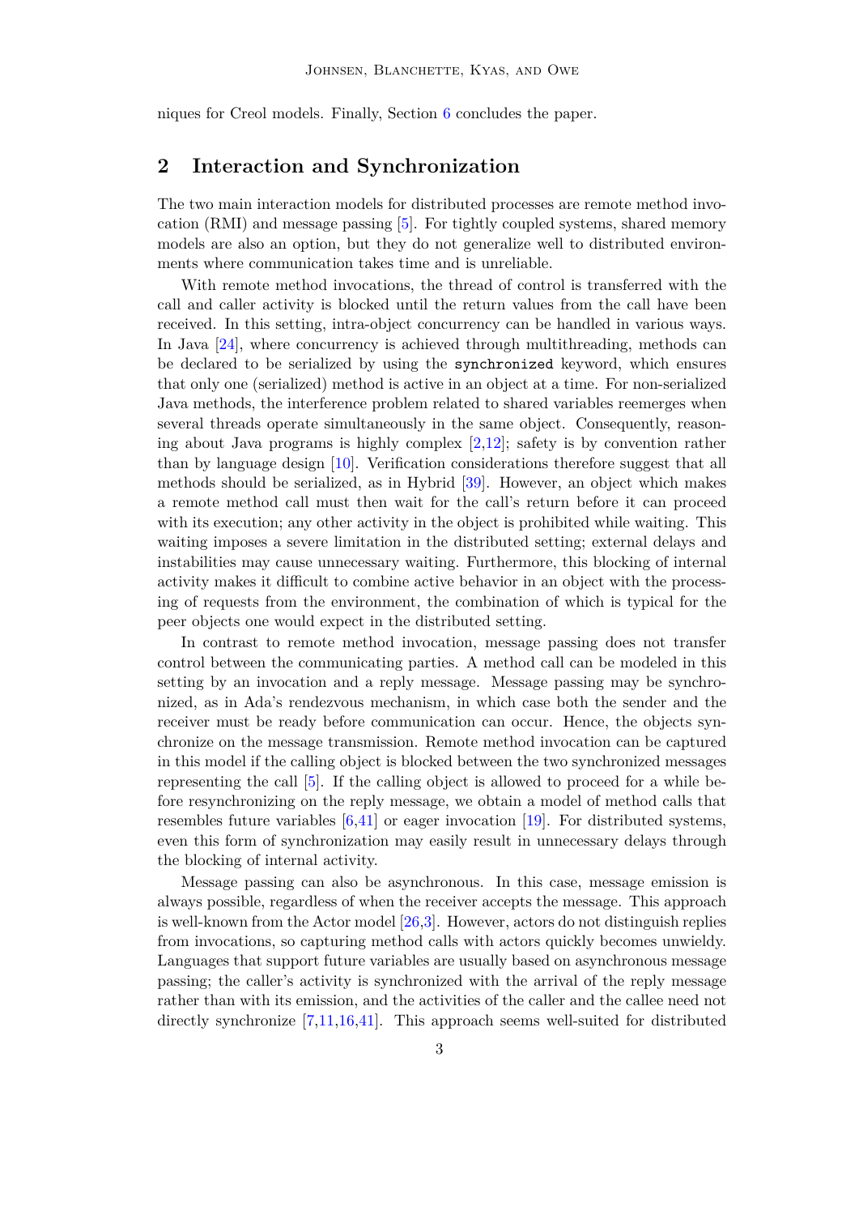niques for Creol models. Finally, Section 6 concludes the paper.

## 2 Interaction and Synchronization

The two main interaction models for distributed processes are remote method invocation (RMI) and message passing [5]. For tightly coupled systems, shared memory models are also an option, but they do not generalize well to distributed environments where communication takes time and is unreliable.

With remote method invocations, the thread of control is transferred with the call and caller activity is blocked until the return values from the call have been received. In this setting, intra-object concurrency can be handled in various ways. In Java [24], where concurrency is achieved through multithreading, methods can be declared to be serialized by using the `synchronized` keyword, which ensures that only one (serialized) method is active in an object at a time. For non-serialized Java methods, the interference problem related to shared variables reemerges when several threads operate simultaneously in the same object. Consequently, reasoning about Java programs is highly complex [2,12]; safety is by convention rather than by language design [10]. Verification considerations therefore suggest that all methods should be serialized, as in Hybrid [39]. However, an object which makes a remote method call must then wait for the call's return before it can proceed with its execution; any other activity in the object is prohibited while waiting. This waiting imposes a severe limitation in the distributed setting; external delays and instabilities may cause unnecessary waiting. Furthermore, this blocking of internal activity makes it difficult to combine active behavior in an object with the processing of requests from the environment, the combination of which is typical for the peer objects one would expect in the distributed setting.

In contrast to remote method invocation, message passing does not transfer control between the communicating parties. A method call can be modeled in this setting by an invocation and a reply message. Message passing may be synchronized, as in Ada's rendezvous mechanism, in which case both the sender and the receiver must be ready before communication can occur. Hence, the objects synchronize on the message transmission. Remote method invocation can be captured in this model if the calling object is blocked between the two synchronized messages representing the call [5]. If the calling object is allowed to proceed for a while before resynchronizing on the reply message, we obtain a model of method calls that resembles future variables [6,41] or eager invocation [19]. For distributed systems, even this form of synchronization may easily result in unnecessary delays through the blocking of internal activity.

Message passing can also be asynchronous. In this case, message emission is always possible, regardless of when the receiver accepts the message. This approach is well-known from the Actor model [26,3]. However, actors do not distinguish replies from invocations, so capturing method calls with actors quickly becomes unwieldy. Languages that support future variables are usually based on asynchronous message passing; the caller's activity is synchronized with the arrival of the reply message rather than with its emission, and the activities of the caller and the callee need not directly synchronize [7,11,16,41]. This approach seems well-suited for distributed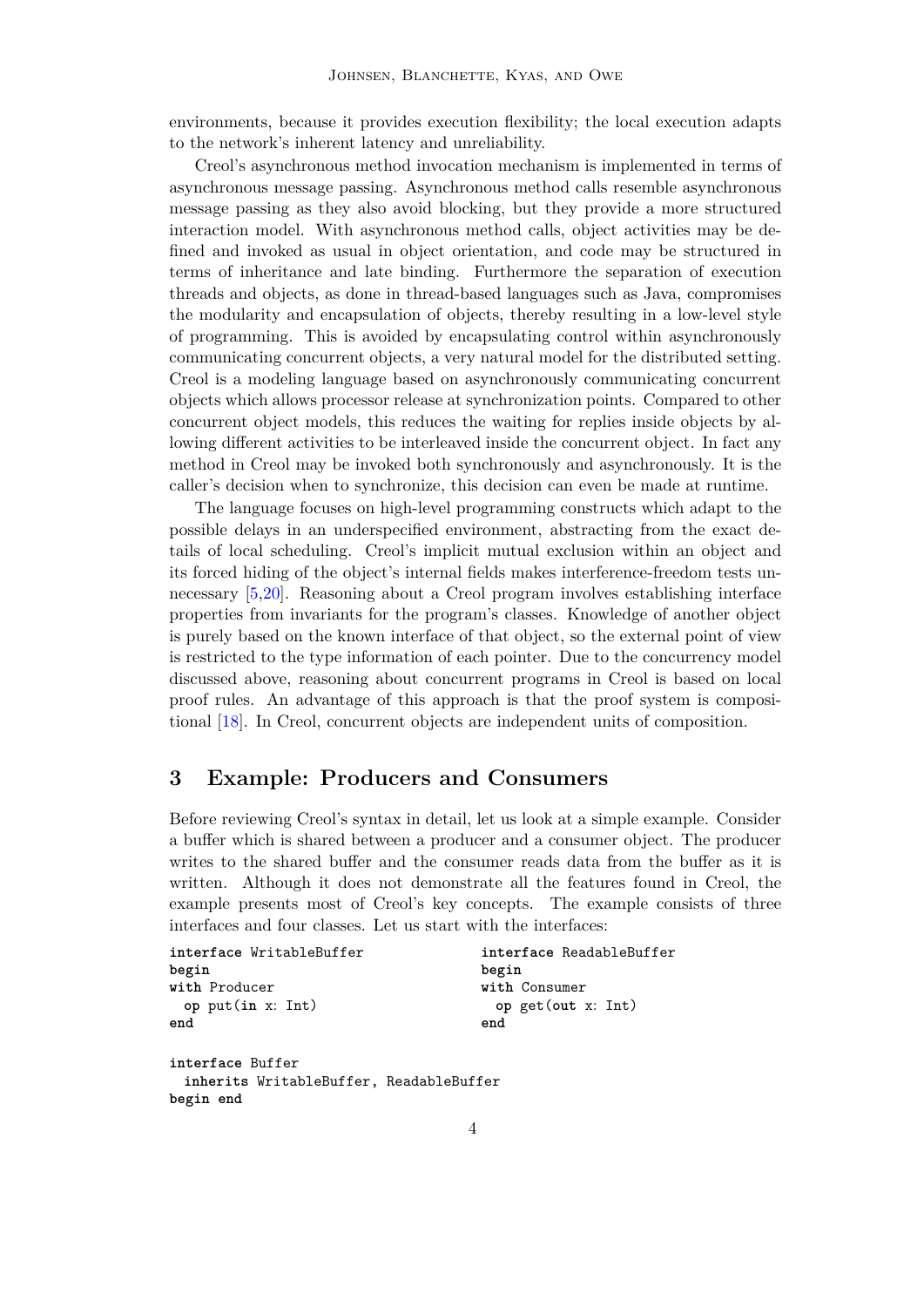environments, because it provides execution flexibility; the local execution adapts to the network's inherent latency and unreliability.

Creol's asynchronous method invocation mechanism is implemented in terms of asynchronous message passing. Asynchronous method calls resemble asynchronous message passing as they also avoid blocking, but they provide a more structured interaction model. With asynchronous method calls, object activities may be defined and invoked as usual in object orientation, and code may be structured in terms of inheritance and late binding. Furthermore the separation of execution threads and objects, as done in thread-based languages such as Java, compromises the modularity and encapsulation of objects, thereby resulting in a low-level style of programming. This is avoided by encapsulating control within asynchronously communicating concurrent objects, a very natural model for the distributed setting. Creol is a modeling language based on asynchronously communicating concurrent objects which allows processor release at synchronization points. Compared to other concurrent object models, this reduces the waiting for replies inside objects by allowing different activities to be interleaved inside the concurrent object. In fact any method in Creol may be invoked both synchronously and asynchronously. It is the caller's decision when to synchronize, this decision can even be made at runtime.

The language focuses on high-level programming constructs which adapt to the possible delays in an underspecified environment, abstracting from the exact details of local scheduling. Creol's implicit mutual exclusion within an object and its forced hiding of the object's internal fields makes interference-freedom tests unnecessary [5,20]. Reasoning about a Creol program involves establishing interface properties from invariants for the program's classes. Knowledge of another object is purely based on the known interface of that object, so the external point of view is restricted to the type information of each pointer. Due to the concurrency model discussed above, reasoning about concurrent programs in Creol is based on local proof rules. An advantage of this approach is that the proof system is compositional [18]. In Creol, concurrent objects are independent units of composition.

## 3 Example: Producers and Consumers

Before reviewing Creol's syntax in detail, let us look at a simple example. Consider a buffer which is shared between a producer and a consumer object. The producer writes to the shared buffer and the consumer reads data from the buffer as it is written. Although it does not demonstrate all the features found in Creol, the example presents most of Creol's key concepts. The example consists of three interfaces and four classes. Let us start with the interfaces:

```
interface WritableBuffer
begin
with Producer
  op put(in x: Int)
end
```

```
interface ReadableBuffer
begin
with Consumer
  op get(out x: Int)
end
```

```
interface Buffer
  inherits WritableBuffer, ReadableBuffer
begin end
```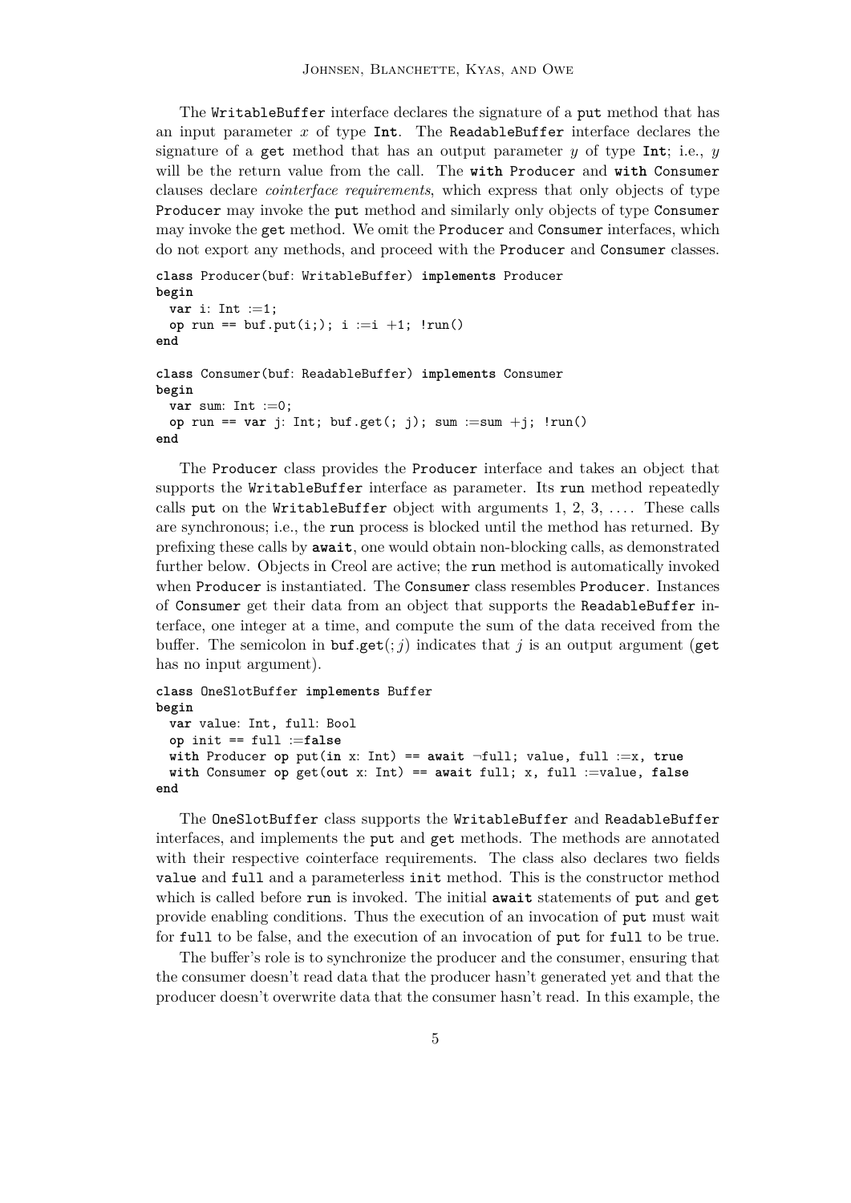The WritableBuffer interface declares the signature of a put method that has an input parameter $x$ of type **Int**. The ReadableBuffer interface declares the signature of a get method that has an output parameter $y$ of type **Int**; i.e., $y$ will be the return value from the call. The **with** Producer and **with** Consumer clauses declare *cointerface requirements*, which express that only objects of type Producer may invoke the put method and similarly only objects of type Consumer may invoke the get method. We omit the Producer and Consumer interfaces, which do not export any methods, and proceed with the Producer and Consumer classes.

```
class Producer(buf: WritableBuffer) implements Producer
begin
  var i: Int :=1;
  op run == buf.put(i;); i :=i +1; !run()
end

class Consumer(buf: ReadableBuffer) implements Consumer
begin
  var sum: Int :=0;
  op run == var j: Int; buf.get(; j); sum :=sum +j; !run()
end
```

The Producer class provides the Producer interface and takes an object that supports the WritableBuffer interface as parameter. Its run method repeatedly calls put on the WritableBuffer object with arguments 1, 2, 3, .... These calls are synchronous; i.e., the run process is blocked until the method has returned. By prefixing these calls by **await**, one would obtain non-blocking calls, as demonstrated further below. Objects in Creol are active; the run method is automatically invoked when Producer is instantiated. The Consumer class resembles Producer. Instances of Consumer get their data from an object that supports the ReadableBuffer interface, one integer at a time, and compute the sum of the data received from the buffer. The semicolon in buf.get$(; j)$ indicates that $j$ is an output argument (get has no input argument).

```
class OneSlotBuffer implements Buffer
begin
  var value: Int, full: Bool
  op init == full :=false
  with Producer op put(in x: Int) == await ¬full; value, full :=x, true
  with Consumer op get(out x: Int) == await full; x, full :=value, false
end
```

The OneSlotBuffer class supports the WritableBuffer and ReadableBuffer interfaces, and implements the put and get methods. The methods are annotated with their respective cointerface requirements. The class also declares two fields value and full and a parameterless init method. This is the constructor method which is called before run is invoked. The initial **await** statements of put and get provide enabling conditions. Thus the execution of an invocation of put must wait for full to be false, and the execution of an invocation of put for full to be true.

The buffer's role is to synchronize the producer and the consumer, ensuring that the consumer doesn't read data that the producer hasn't generated yet and that the producer doesn't overwrite data that the consumer hasn't read. In this example, the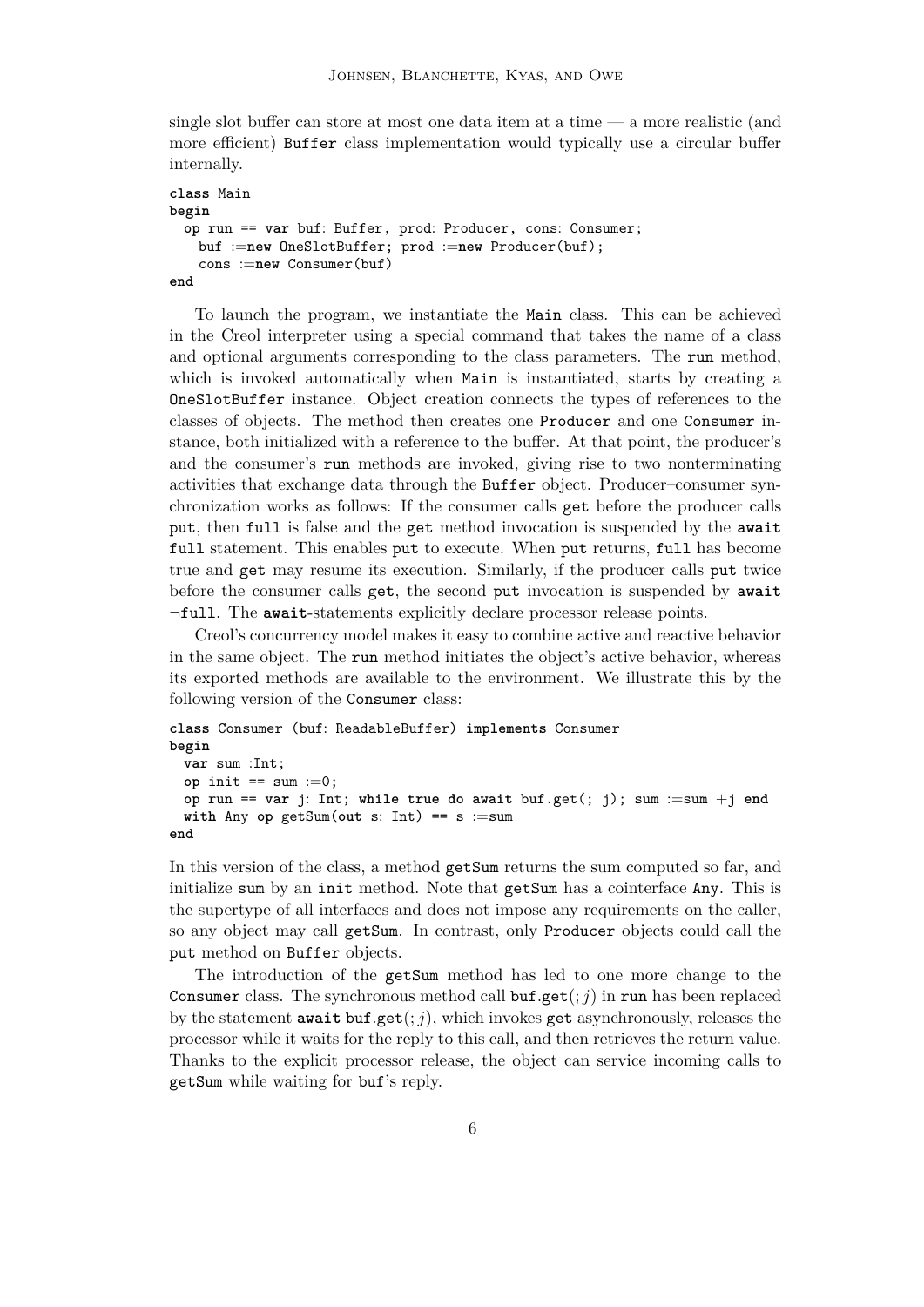single slot buffer can store at most one data item at a time — a more realistic (and more efficient) Buffer class implementation would typically use a circular buffer internally.

```
class Main
begin
  op run == var buf: Buffer, prod: Producer, cons: Consumer;
    buf :=new OneSlotBuffer; prod :=new Producer(buf);
    cons :=new Consumer(buf)
end
```

To launch the program, we instantiate the Main class. This can be achieved in the Creol interpreter using a special command that takes the name of a class and optional arguments corresponding to the class parameters. The **run** method, which is invoked automatically when Main is instantiated, starts by creating a OneSlotBuffer instance. Object creation connects the types of references to the classes of objects. The method then creates one Producer and one Consumer instance, both initialized with a reference to the buffer. At that point, the producer's and the consumer's run methods are invoked, giving rise to two nonterminating activities that exchange data through the Buffer object. Producer–consumer synchronization works as follows: If the consumer calls get before the producer calls put, then full is false and the get method invocation is suspended by the **await** full statement. This enables put to execute. When put returns, full has become true and get may resume its execution. Similarly, if the producer calls put twice before the consumer calls get, the second put invocation is suspended by **await** ¬full. The **await**-statements explicitly declare processor release points.

Creol's concurrency model makes it easy to combine active and reactive behavior in the same object. The run method initiates the object's active behavior, whereas its exported methods are available to the environment. We illustrate this by the following version of the Consumer class:

```
class Consumer (buf: ReadableBuffer) implements Consumer
begin
  var sum :Int;
  op init == sum :=0;
  op run == var j: Int; while true do await buf.get(; j); sum :=sum +j end
  with Any op getSum(out s: Int) == s :=sum
end
```

In this version of the class, a method getSum returns the sum computed so far, and initialize sum by an init method. Note that getSum has a cointerface Any. This is the supertype of all interfaces and does not impose any requirements on the caller, so any object may call getSum. In contrast, only Producer objects could call the put method on Buffer objects.

The introduction of the getSum method has led to one more change to the Consumer class. The synchronous method call buf.get$(;j)$ in run has been replaced by the statement **await** buf.get$(;j)$, which invokes get asynchronously, releases the processor while it waits for the reply to this call, and then retrieves the return value. Thanks to the explicit processor release, the object can service incoming calls to getSum while waiting for buf's reply.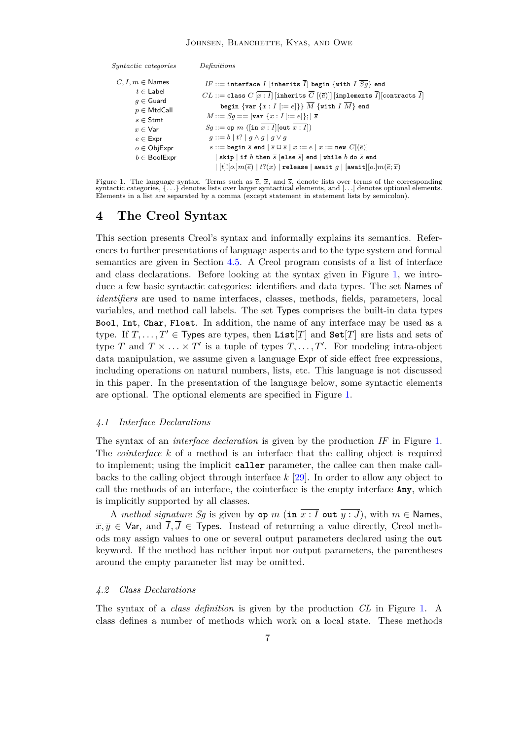| *Syntactic categories* | *Definitions* |
|---|---|
| $C, I, m \in$ Names | $IF ::=$ `interface` $I$ [`inherits` $\overline{I}$] `begin` {`with` $I$ $\overline{Sg}$} `end` |
| $t \in$ Label | $CL ::=$ `class` $C$ [$\overline{x : I}$] [`inherits` $\overline{C}$ [$(\overline{e})$]] [`implements` $\overline{I}$][`contracts` $\overline{I}$] |
| $g \in$ Guard | `begin` {`var` $\{x : I$ [$:= e$]$\}$} $\overline{M}$ {`with` $I$ $\overline{M}$} `end` |
| $p \in$ MtdCall | $M ::= Sg ==$ [`var` $\{x : I$ [$:= e$]$\}$; ] $\overline{s}$ |
| $s \in$ Stmt | $Sg ::=$ `op` $m$ ([`in` $\overline{x : I}$][`out` $\overline{x : I}$]) |
| $x \in$ Var | $g ::= b \mid t? \mid g \wedge g \mid g \vee g$ |
| $e \in$ Expr | $s ::=$ `begin` $\overline{s}$ `end` $\mid \overline{s} \,\Box\, \overline{s} \mid x := e \mid x :=$ `new` $C$[$(\overline{e})$] |
| $o \in$ ObjExpr | $\mid$ `skip` $\mid$ `if` $b$ `then` $\overline{s}$ [`else` $\overline{s}$] `end` $\mid$ `while` $b$ `do` $\overline{s}$ `end` |
| $b \in$ BoolExpr | $\mid [t]![o.]m(\overline{e}) \mid t?(x) \mid$ `release` $\mid$ `await` $g \mid$ [`await`]$[o.]m(\overline{e}; \overline{x})$ |

Figure 1. The language syntax. Terms such as $\overline{e}$, $\overline{x}$, and $\overline{s}$, denote lists over terms of the corresponding syntactic categories, {...} denotes lists over larger syntactical elements, and [...] denotes optional elements. Elements in a list are separated by a comma (except statement in statement lists by semicolon).

# 4 The Creol Syntax

This section presents Creol's syntax and informally explains its semantics. References to further presentations of language aspects and to the type system and formal semantics are given in Section 4.5. A Creol program consists of a list of interface and class declarations. Before looking at the syntax given in Figure 1, we introduce a few basic syntactic categories: identifiers and data types. The set Names of *identifiers* are used to name interfaces, classes, methods, fields, parameters, local variables, and method call labels. The set Types comprises the built-in data types **Bool**, **Int**, **Char**, **Float**. In addition, the name of any interface may be used as a type. If $T, \ldots, T' \in$ Types are types, then **List**$[T]$ and **Set**$[T]$ are lists and sets of type $T$ and $T \times \ldots \times T'$ is a tuple of types $T, \ldots, T'$. For modeling intra-object data manipulation, we assume given a language Expr of side effect free expressions, including operations on natural numbers, lists, etc. This language is not discussed in this paper. In the presentation of the language below, some syntactic elements are optional. The optional elements are specified in Figure 1.

## *4.1 Interface Declarations*

The syntax of an *interface declaration* is given by the production *IF* in Figure 1. The *cointerface* $k$ of a method is an interface that the calling object is required to implement; using the implicit **caller** parameter, the callee can then make callbacks to the calling object through interface $k$ [29]. In order to allow any object to call the methods of an interface, the cointerface is the empty interface **Any**, which is implicitly supported by all classes.

A *method signature* $Sg$ is given by **op** $m$ (**in** $\overline{x : I}$ **out** $\overline{y : J}$), with $m \in$ Names, $\overline{x}, \overline{y} \in$ Var, and $\overline{I}, \overline{J} \in$ Types. Instead of returning a value directly, Creol methods may assign values to one or several output parameters declared using the **out** keyword. If the method has neither input nor output parameters, the parentheses around the empty parameter list may be omitted.

## *4.2 Class Declarations*

The syntax of a *class definition* is given by the production *CL* in Figure 1. A class defines a number of methods which work on a local state. These methods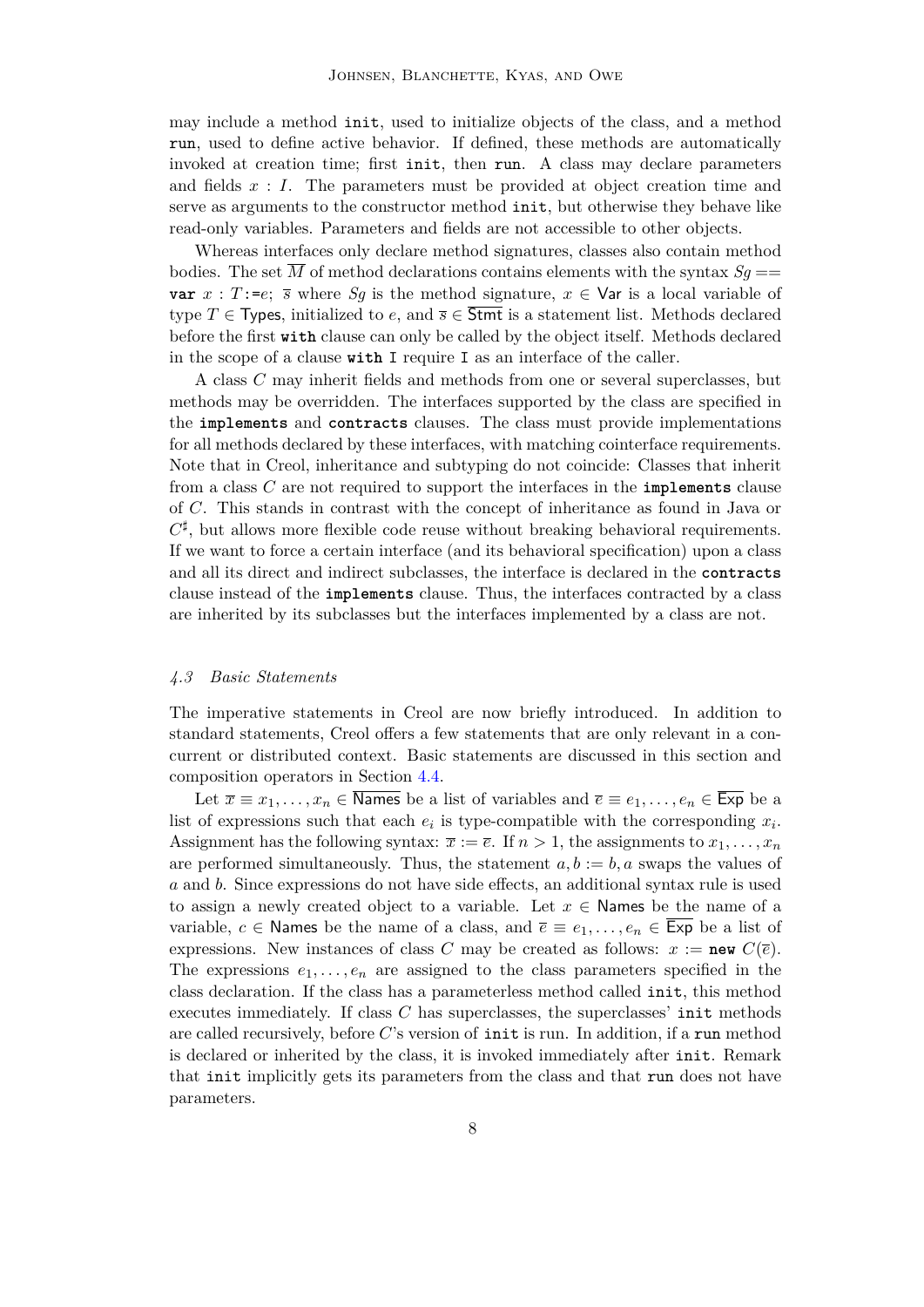may include a method init, used to initialize objects of the class, and a method run, used to define active behavior. If defined, these methods are automatically invoked at creation time; first init, then run. A class may declare parameters and fields $x : I$. The parameters must be provided at object creation time and serve as arguments to the constructor method init, but otherwise they behave like read-only variables. Parameters and fields are not accessible to other objects.

Whereas interfaces only declare method signatures, classes also contain method bodies. The set $\overline{M}$ of method declarations contains elements with the syntax $Sg ==$ **var** $x : T$:=$e$; $\overline{s}$ where $Sg$ is the method signature, $x \in \mathsf{Var}$ is a local variable of type $T \in \mathsf{Types}$, initialized to $e$, and $\overline{s} \in \overline{\mathsf{Stmt}}$ is a statement list. Methods declared before the first **with** clause can only be called by the object itself. Methods declared in the scope of a clause **with** I require I as an interface of the caller.

A class $C$ may inherit fields and methods from one or several superclasses, but methods may be overridden. The interfaces supported by the class are specified in the **implements** and **contracts** clauses. The class must provide implementations for all methods declared by these interfaces, with matching cointerface requirements. Note that in Creol, inheritance and subtyping do not coincide: Classes that inherit from a class $C$ are not required to support the interfaces in the **implements** clause of $C$. This stands in contrast with the concept of inheritance as found in Java or $C^\sharp$, but allows more flexible code reuse without breaking behavioral requirements. If we want to force a certain interface (and its behavioral specification) upon a class and all its direct and indirect subclasses, the interface is declared in the **contracts** clause instead of the **implements** clause. Thus, the interfaces contracted by a class are inherited by its subclasses but the interfaces implemented by a class are not.

### *4.3 Basic Statements*

The imperative statements in Creol are now briefly introduced. In addition to standard statements, Creol offers a few statements that are only relevant in a concurrent or distributed context. Basic statements are discussed in this section and composition operators in Section 4.4.

Let $\overline{x} \equiv x_1, \ldots, x_n \in \overline{\mathsf{Names}}$ be a list of variables and $\overline{e} \equiv e_1, \ldots, e_n \in \overline{\mathsf{Exp}}$ be a list of expressions such that each $e_i$ is type-compatible with the corresponding $x_i$. Assignment has the following syntax: $\overline{x} := \overline{e}$. If $n > 1$, the assignments to $x_1, \ldots, x_n$ are performed simultaneously. Thus, the statement $a, b := b, a$ swaps the values of $a$ and $b$. Since expressions do not have side effects, an additional syntax rule is used to assign a newly created object to a variable. Let $x \in \mathsf{Names}$ be the name of a variable, $c \in \mathsf{Names}$ be the name of a class, and $\overline{e} \equiv e_1, \ldots, e_n \in \overline{\mathsf{Exp}}$ be a list of expressions. New instances of class $C$ may be created as follows: $x :=$ **new** $C(\overline{e})$. The expressions $e_1, \ldots, e_n$ are assigned to the class parameters specified in the class declaration. If the class has a parameterless method called init, this method executes immediately. If class $C$ has superclasses, the superclasses' init methods are called recursively, before $C$'s version of init is run. In addition, if a run method is declared or inherited by the class, it is invoked immediately after init. Remark that init implicitly gets its parameters from the class and that run does not have parameters.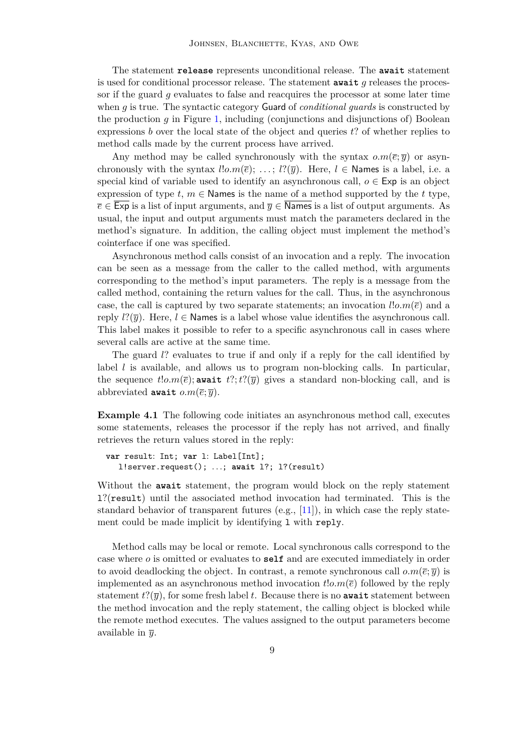The statement **release** represents unconditional release. The **await** statement is used for conditional processor release. The statement **await** $g$ releases the processor if the guard $g$ evaluates to false and reacquires the processor at some later time when $g$ is true. The syntactic category $\mathsf{Guard}$ of *conditional guards* is constructed by the production $g$ in Figure 1, including (conjunctions and disjunctions of) Boolean expressions $b$ over the local state of the object and queries $t?$ of whether replies to method calls made by the current process have arrived.

Any method may be called synchronously with the syntax $o.m(\overline{e};\overline{y})$ or asynchronously with the syntax $l!o.m(\overline{e});\ \ldots;\ l?(\overline{y})$. Here, $l \in \mathsf{Names}$ is a label, i.e. a special kind of variable used to identify an asynchronous call, $o \in \mathsf{Exp}$ is an object expression of type $t$, $m \in \mathsf{Names}$ is the name of a method supported by the $t$ type, $\overline{e} \in \overline{\mathsf{Exp}}$ is a list of input arguments, and $\overline{y} \in \overline{\mathsf{Names}}$ is a list of output arguments. As usual, the input and output arguments must match the parameters declared in the method's signature. In addition, the calling object must implement the method's cointerface if one was specified.

Asynchronous method calls consist of an invocation and a reply. The invocation can be seen as a message from the caller to the called method, with arguments corresponding to the method's input parameters. The reply is a message from the called method, containing the return values for the call. Thus, in the asynchronous case, the call is captured by two separate statements; an invocation $l!o.m(\overline{e})$ and a reply $l?(\overline{y})$. Here, $l \in \mathsf{Names}$ is a label whose value identifies the asynchronous call. This label makes it possible to refer to a specific asynchronous call in cases where several calls are active at the same time.

The guard $l?$ evaluates to true if and only if a reply for the call identified by label $l$ is available, and allows us to program non-blocking calls. In particular, the sequence $t!o.m(\overline{e});$ **await** $t?; t?(\overline{y})$ gives a standard non-blocking call, and is abbreviated **await** $o.m(\overline{e};\overline{y})$.

**Example 4.1** The following code initiates an asynchronous method call, executes some statements, releases the processor if the reply has not arrived, and finally retrieves the return values stored in the reply:

```
var result: Int; var l: Label[Int];
   l!server.request(); ...; await l?; l?(result)
```

Without the **await** statement, the program would block on the reply statement `l?(result)` until the associated method invocation had terminated. This is the standard behavior of transparent futures (e.g., [11]), in which case the reply statement could be made implicit by identifying `l` with `reply`.

Method calls may be local or remote. Local synchronous calls correspond to the case where $o$ is omitted or evaluates to **self** and are executed immediately in order to avoid deadlocking the object. In contrast, a remote synchronous call $o.m(\overline{e};\overline{y})$ is implemented as an asynchronous method invocation $t!o.m(\overline{e})$ followed by the reply statement $t?(\overline{y})$, for some fresh label $t$. Because there is no **await** statement between the method invocation and the reply statement, the calling object is blocked while the remote method executes. The values assigned to the output parameters become available in $\overline{y}$.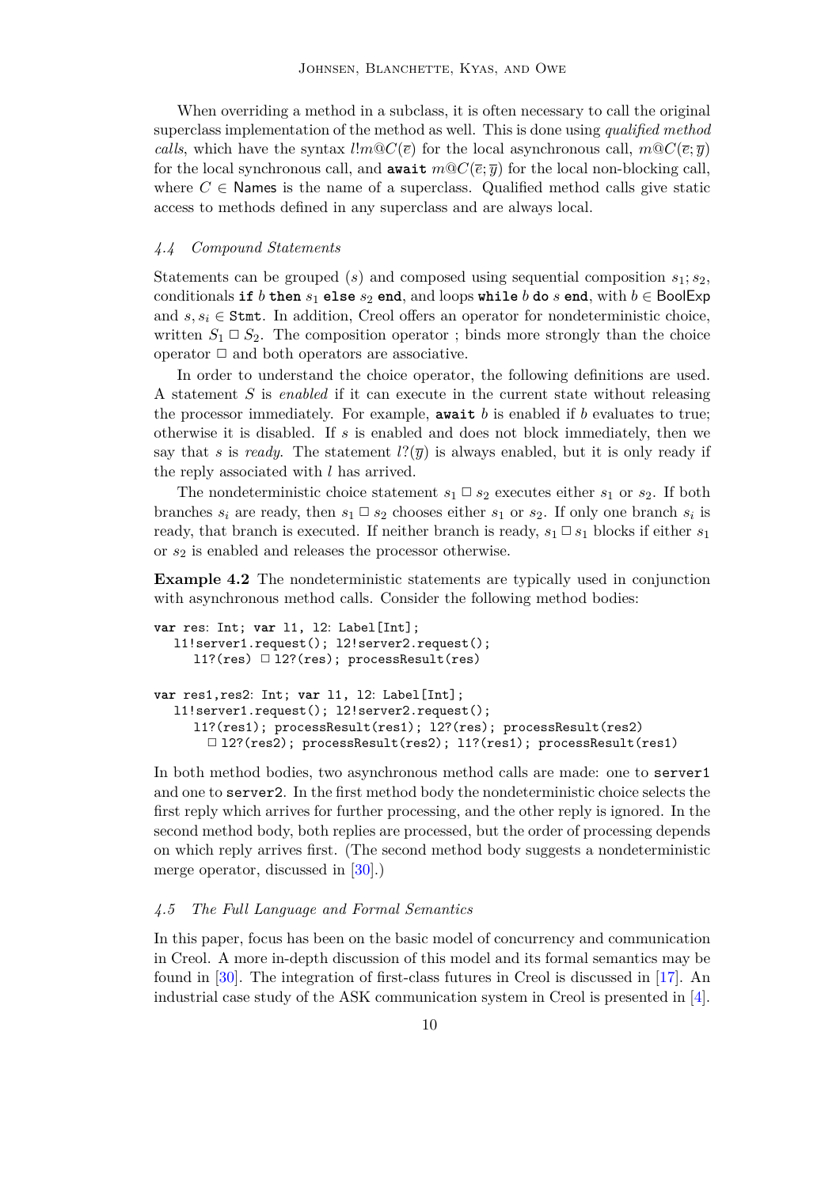When overriding a method in a subclass, it is often necessary to call the original superclass implementation of the method as well. This is done using *qualified method calls*, which have the syntax $l!m@C(\overline{e})$ for the local asynchronous call, $m@C(\overline{e};\overline{y})$ for the local synchronous call, and **await** $m@C(\overline{e};\overline{y})$ for the local non-blocking call, where $C \in \mathsf{Names}$ is the name of a superclass. Qualified method calls give static access to methods defined in any superclass and are always local.

### *4.4 Compound Statements*

Statements can be grouped $(s)$ and composed using sequential composition $s_1; s_2$, conditionals **if** $b$ **then** $s_1$ **else** $s_2$ **end**, and loops **while** $b$ **do** $s$ **end**, with $b \in \mathsf{BoolExp}$ and $s, s_i \in \texttt{Stmt}$. In addition, Creol offers an operator for nondeterministic choice, written $S_1 \Box S_2$. The composition operator ; binds more strongly than the choice operator $\Box$ and both operators are associative.

In order to understand the choice operator, the following definitions are used. A statement $S$ is *enabled* if it can execute in the current state without releasing the processor immediately. For example, **await** $b$ is enabled if $b$ evaluates to true; otherwise it is disabled. If $s$ is enabled and does not block immediately, then we say that $s$ is *ready*. The statement $l?(\overline{y})$ is always enabled, but it is only ready if the reply associated with $l$ has arrived.

The nondeterministic choice statement $s_1 \Box s_2$ executes either $s_1$ or $s_2$. If both branches $s_i$ are ready, then $s_1 \Box s_2$ chooses either $s_1$ or $s_2$. If only one branch $s_i$ is ready, that branch is executed. If neither branch is ready, $s_1 \Box s_1$ blocks if either $s_1$ or $s_2$ is enabled and releases the processor otherwise.

**Example 4.2** The nondeterministic statements are typically used in conjunction with asynchronous method calls. Consider the following method bodies:

```
var res: Int; var l1, l2: Label[Int];
  l1!server1.request(); l2!server2.request();
    l1?(res)  □ l2?(res); processResult(res)

var res1,res2: Int; var l1, l2: Label[Int];
  l1!server1.request(); l2!server2.request();
    l1?(res1); processResult(res1); l2?(res); processResult(res2)
      □ l2?(res2); processResult(res2); l1?(res1); processResult(res1)
```

In both method bodies, two asynchronous method calls are made: one to `server1` and one to `server2`. In the first method body the nondeterministic choice selects the first reply which arrives for further processing, and the other reply is ignored. In the second method body, both replies are processed, but the order of processing depends on which reply arrives first. (The second method body suggests a nondeterministic merge operator, discussed in [30].)

### *4.5 The Full Language and Formal Semantics*

In this paper, focus has been on the basic model of concurrency and communication in Creol. A more in-depth discussion of this model and its formal semantics may be found in [30]. The integration of first-class futures in Creol is discussed in [17]. An industrial case study of the ASK communication system in Creol is presented in [4].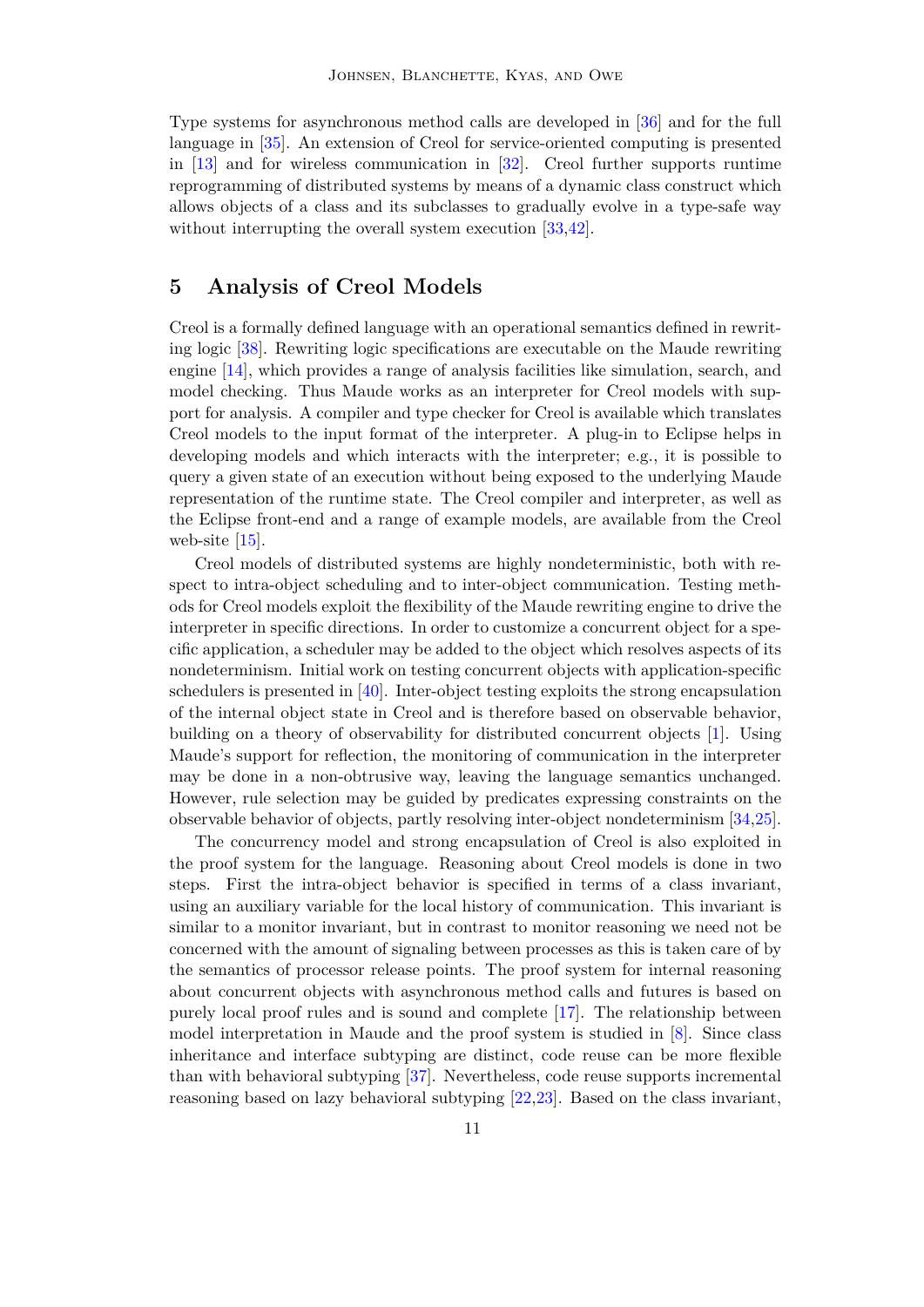Type systems for asynchronous method calls are developed in [36] and for the full language in [35]. An extension of Creol for service-oriented computing is presented in [13] and for wireless communication in [32]. Creol further supports runtime reprogramming of distributed systems by means of a dynamic class construct which allows objects of a class and its subclasses to gradually evolve in a type-safe way without interrupting the overall system execution [33,42].

## 5 Analysis of Creol Models

Creol is a formally defined language with an operational semantics defined in rewriting logic [38]. Rewriting logic specifications are executable on the Maude rewriting engine [14], which provides a range of analysis facilities like simulation, search, and model checking. Thus Maude works as an interpreter for Creol models with support for analysis. A compiler and type checker for Creol is available which translates Creol models to the input format of the interpreter. A plug-in to Eclipse helps in developing models and which interacts with the interpreter; e.g., it is possible to query a given state of an execution without being exposed to the underlying Maude representation of the runtime state. The Creol compiler and interpreter, as well as the Eclipse front-end and a range of example models, are available from the Creol web-site [15].

Creol models of distributed systems are highly nondeterministic, both with respect to intra-object scheduling and to inter-object communication. Testing methods for Creol models exploit the flexibility of the Maude rewriting engine to drive the interpreter in specific directions. In order to customize a concurrent object for a specific application, a scheduler may be added to the object which resolves aspects of its nondeterminism. Initial work on testing concurrent objects with application-specific schedulers is presented in [40]. Inter-object testing exploits the strong encapsulation of the internal object state in Creol and is therefore based on observable behavior, building on a theory of observability for distributed concurrent objects [1]. Using Maude's support for reflection, the monitoring of communication in the interpreter may be done in a non-obtrusive way, leaving the language semantics unchanged. However, rule selection may be guided by predicates expressing constraints on the observable behavior of objects, partly resolving inter-object nondeterminism [34,25].

The concurrency model and strong encapsulation of Creol is also exploited in the proof system for the language. Reasoning about Creol models is done in two steps. First the intra-object behavior is specified in terms of a class invariant, using an auxiliary variable for the local history of communication. This invariant is similar to a monitor invariant, but in contrast to monitor reasoning we need not be concerned with the amount of signaling between processes as this is taken care of by the semantics of processor release points. The proof system for internal reasoning about concurrent objects with asynchronous method calls and futures is based on purely local proof rules and is sound and complete [17]. The relationship between model interpretation in Maude and the proof system is studied in [8]. Since class inheritance and interface subtyping are distinct, code reuse can be more flexible than with behavioral subtyping [37]. Nevertheless, code reuse supports incremental reasoning based on lazy behavioral subtyping [22,23]. Based on the class invariant,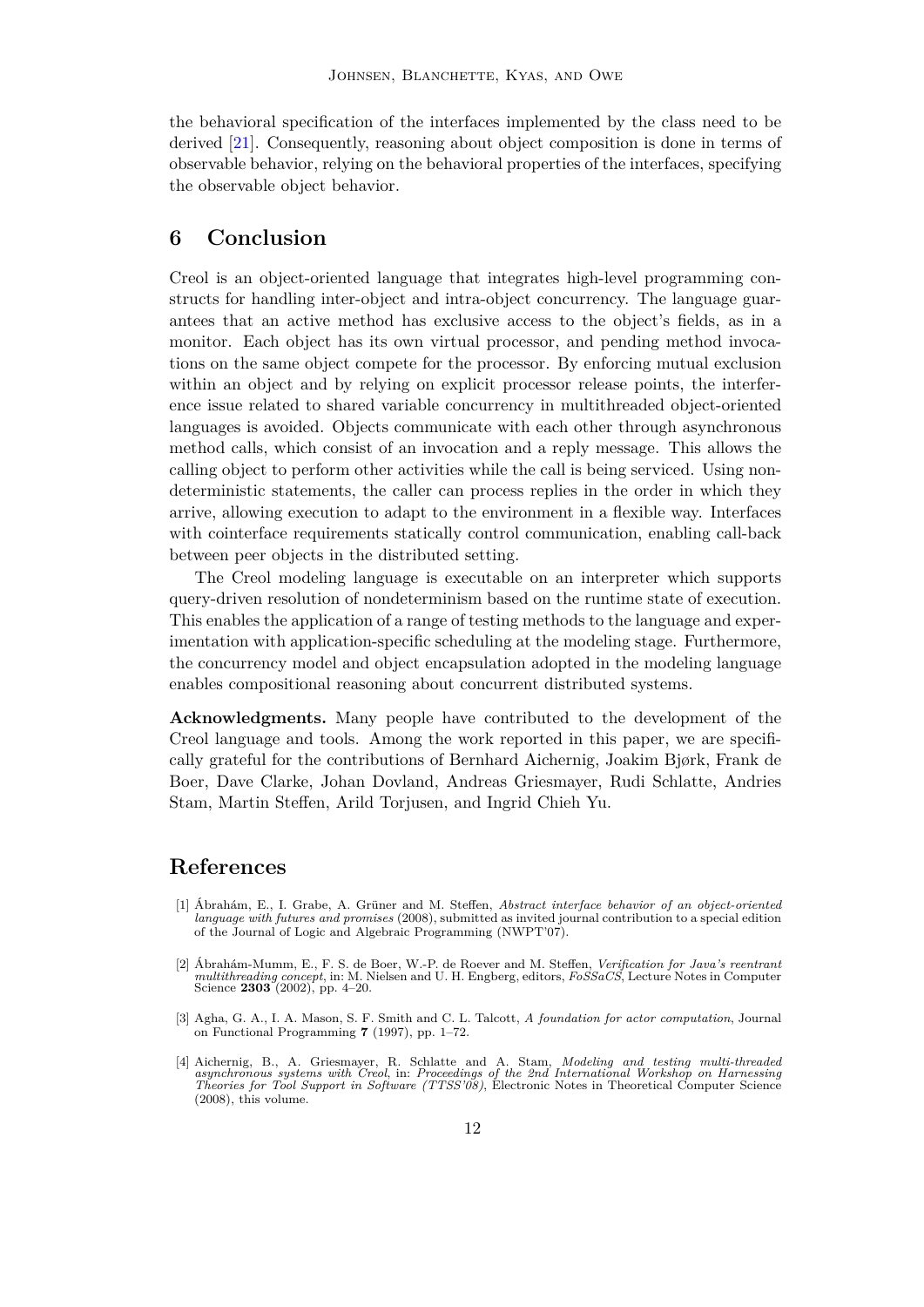the behavioral specification of the interfaces implemented by the class need to be derived [21]. Consequently, reasoning about object composition is done in terms of observable behavior, relying on the behavioral properties of the interfaces, specifying the observable object behavior.

## 6 Conclusion

Creol is an object-oriented language that integrates high-level programming constructs for handling inter-object and intra-object concurrency. The language guarantees that an active method has exclusive access to the object's fields, as in a monitor. Each object has its own virtual processor, and pending method invocations on the same object compete for the processor. By enforcing mutual exclusion within an object and by relying on explicit processor release points, the interference issue related to shared variable concurrency in multithreaded object-oriented languages is avoided. Objects communicate with each other through asynchronous method calls, which consist of an invocation and a reply message. This allows the calling object to perform other activities while the call is being serviced. Using nondeterministic statements, the caller can process replies in the order in which they arrive, allowing execution to adapt to the environment in a flexible way. Interfaces with cointerface requirements statically control communication, enabling call-back between peer objects in the distributed setting.

The Creol modeling language is executable on an interpreter which supports query-driven resolution of nondeterminism based on the runtime state of execution. This enables the application of a range of testing methods to the language and experimentation with application-specific scheduling at the modeling stage. Furthermore, the concurrency model and object encapsulation adopted in the modeling language enables compositional reasoning about concurrent distributed systems.

**Acknowledgments.** Many people have contributed to the development of the Creol language and tools. Among the work reported in this paper, we are specifically grateful for the contributions of Bernhard Aichernig, Joakim Bjørk, Frank de Boer, Dave Clarke, Johan Dovland, Andreas Griesmayer, Rudi Schlatte, Andries Stam, Martin Steffen, Arild Torjusen, and Ingrid Chieh Yu.

## References

[1] Ábrahám, E., I. Grabe, A. Grüner and M. Steffen, *Abstract interface behavior of an object-oriented language with futures and promises* (2008), submitted as invited journal contribution to a special edition of the Journal of Logic and Algebraic Programming (NWPT'07).

[2] Ábrahám-Mumm, E., F. S. de Boer, W.-P. de Roever and M. Steffen, *Verification for Java's reentrant multithreading concept*, in: M. Nielsen and U. H. Engberg, editors, *FoSSaCS*, Lecture Notes in Computer Science **2303** (2002), pp. 4–20.

[3] Agha, G. A., I. A. Mason, S. F. Smith and C. L. Talcott, *A foundation for actor computation*, Journal on Functional Programming **7** (1997), pp. 1–72.

[4] Aichernig, B., A. Griesmayer, R. Schlatte and A. Stam, *Modeling and testing multi-threaded asynchronous systems with Creol*, in: *Proceedings of the 2nd International Workshop on Harnessing Theories for Tool Support in Software (TTSS'08)*, Electronic Notes in Theoretical Computer Science (2008), this volume.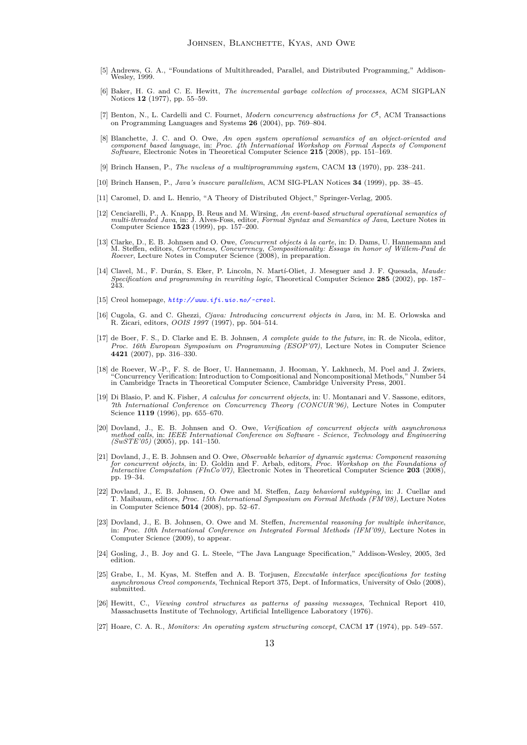[5] Andrews, G. A., "Foundations of Multithreaded, Parallel, and Distributed Programming," Addison-Wesley, 1999.

[6] Baker, H. G. and C. E. Hewitt, *The incremental garbage collection of processes*, ACM SIGPLAN Notices **12** (1977), pp. 55–59.

[7] Benton, N., L. Cardelli and C. Fournet, *Modern concurrency abstractions for C*$^\sharp$, ACM Transactions on Programming Languages and Systems **26** (2004), pp. 769–804.

[8] Blanchette, J. C. and O. Owe, *An open system operational semantics of an object-oriented and component based language*, in: *Proc. 4th International Workshop on Formal Aspects of Component Software*, Electronic Notes in Theoretical Computer Science **215** (2008), pp. 151–169.

[9] Brinch Hansen, P., *The nucleus of a multiprogramming system*, CACM **13** (1970), pp. 238–241.

[10] Brinch Hansen, P., *Java's insecure parallelism*, ACM SIG-PLAN Notices **34** (1999), pp. 38–45.

[11] Caromel, D. and L. Henrio, "A Theory of Distributed Object," Springer-Verlag, 2005.

[12] Cenciarelli, P., A. Knapp, B. Reus and M. Wirsing, *An event-based structural operational semantics of multi-threaded Java*, in: J. Alves-Foss, editor, *Formal Syntax and Semantics of Java*, Lecture Notes in Computer Science **1523** (1999), pp. 157–200.

[13] Clarke, D., E. B. Johnsen and O. Owe, *Concurrent objects à la carte*, in: D. Dams, U. Hannemann and M. Steffen, editors, *Correctness, Concurrency, Compositionality: Essays in honor of Willem-Paul de Roever*, Lecture Notes in Computer Science (2008), in preparation.

[14] Clavel, M., F. Durán, S. Eker, P. Lincoln, N. Martí-Oliet, J. Meseguer and J. F. Quesada, *Maude: Specification and programming in rewriting logic*, Theoretical Computer Science **285** (2002), pp. 187–243.

[15] Creol homepage, *http://www.ifi.uio.no/~creol*.

[16] Cugola, G. and C. Ghezzi, *Cjava: Introducing concurrent objects in Java*, in: M. E. Orlowska and R. Zicari, editors, *OOIS 1997* (1997), pp. 504–514.

[17] de Boer, F. S., D. Clarke and E. B. Johnsen, *A complete guide to the future*, in: R. de Nicola, editor, *Proc. 16th European Symposium on Programming (ESOP'07)*, Lecture Notes in Computer Science **4421** (2007), pp. 316–330.

[18] de Roever, W.-P., F. S. de Boer, U. Hannemann, J. Hooman, Y. Lakhnech, M. Poel and J. Zwiers, "Concurrency Verification: Introduction to Compositional and Noncompositional Methods," Number 54 in Cambridge Tracts in Theoretical Computer Science, Cambridge University Press, 2001.

[19] Di Blasio, P. and K. Fisher, *A calculus for concurrent objects*, in: U. Montanari and V. Sassone, editors, *7th International Conference on Concurrency Theory (CONCUR'96)*, Lecture Notes in Computer Science **1119** (1996), pp. 655–670.

[20] Dovland, J., E. B. Johnsen and O. Owe, *Verification of concurrent objects with asynchronous method calls*, in: *IEEE International Conference on Software - Science, Technology and Engineering (SwSTE'05)* (2005), pp. 141–150.

[21] Dovland, J., E. B. Johnsen and O. Owe, *Observable behavior of dynamic systems: Component reasoning for concurrent objects*, in: D. Goldin and F. Arbab, editors, *Proc. Workshop on the Foundations of Interactive Computation (FInCo'07)*, Electronic Notes in Theoretical Computer Science **203** (2008), pp. 19–34.

[22] Dovland, J., E. B. Johnsen, O. Owe and M. Steffen, *Lazy behavioral subtyping*, in: J. Cuellar and T. Maibaum, editors, *Proc. 15th International Symposium on Formal Methods (FM'08)*, Lecture Notes in Computer Science **5014** (2008), pp. 52–67.

[23] Dovland, J., E. B. Johnsen, O. Owe and M. Steffen, *Incremental reasoning for multiple inheritance*, in: *Proc. 10th International Conference on Integrated Formal Methods (IFM'09)*, Lecture Notes in Computer Science (2009), to appear.

[24] Gosling, J., B. Joy and G. L. Steele, "The Java Language Specification," Addison-Wesley, 2005, 3rd edition.

[25] Grabe, I., M. Kyas, M. Steffen and A. B. Torjusen, *Executable interface specifications for testing asynchronous Creol components*, Technical Report 375, Dept. of Informatics, University of Oslo (2008), submitted.

[26] Hewitt, C., *Viewing control structures as patterns of passing messages*, Technical Report 410, Massachusetts Institute of Technology, Artificial Intelligence Laboratory (1976).

[27] Hoare, C. A. R., *Monitors: An operating system structuring concept*, CACM **17** (1974), pp. 549–557.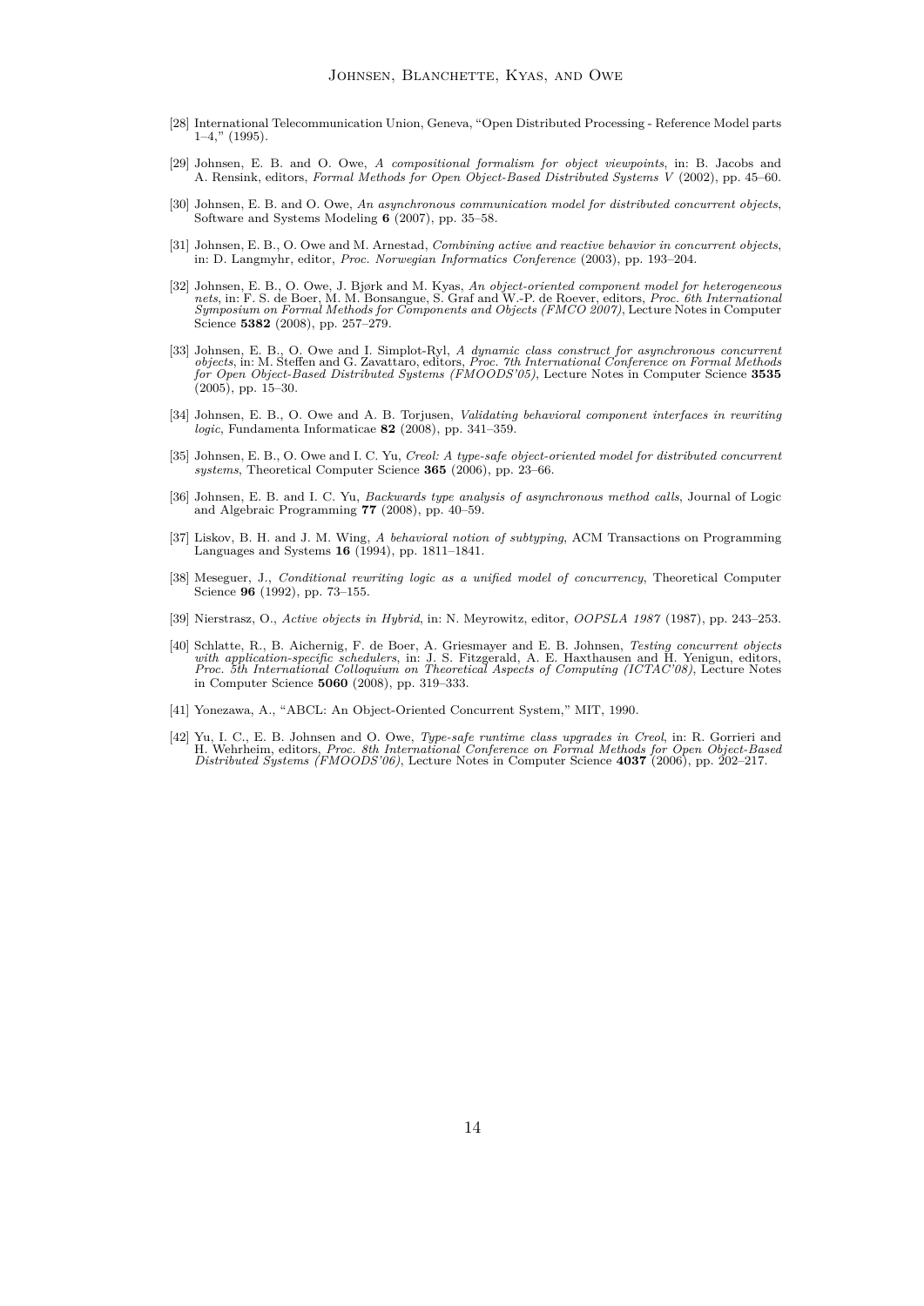[28] International Telecommunication Union, Geneva, "Open Distributed Processing - Reference Model parts 1–4," (1995).

[29] Johnsen, E. B. and O. Owe, *A compositional formalism for object viewpoints*, in: B. Jacobs and A. Rensink, editors, *Formal Methods for Open Object-Based Distributed Systems V* (2002), pp. 45–60.

[30] Johnsen, E. B. and O. Owe, *An asynchronous communication model for distributed concurrent objects*, Software and Systems Modeling **6** (2007), pp. 35–58.

[31] Johnsen, E. B., O. Owe and M. Arnestad, *Combining active and reactive behavior in concurrent objects*, in: D. Langmyhr, editor, *Proc. Norwegian Informatics Conference* (2003), pp. 193–204.

[32] Johnsen, E. B., O. Owe, J. Bjørk and M. Kyas, *An object-oriented component model for heterogeneous nets*, in: F. S. de Boer, M. M. Bonsangue, S. Graf and W.-P. de Roever, editors, *Proc. 6th International Symposium on Formal Methods for Components and Objects (FMCO 2007)*, Lecture Notes in Computer Science **5382** (2008), pp. 257–279.

[33] Johnsen, E. B., O. Owe and I. Simplot-Ryl, *A dynamic class construct for asynchronous concurrent objects*, in: M. Steffen and G. Zavattaro, editors, *Proc. 7th International Conference on Formal Methods for Open Object-Based Distributed Systems (FMOODS'05)*, Lecture Notes in Computer Science **3535** (2005), pp. 15–30.

[34] Johnsen, E. B., O. Owe and A. B. Torjusen, *Validating behavioral component interfaces in rewriting logic*, Fundamenta Informaticae **82** (2008), pp. 341–359.

[35] Johnsen, E. B., O. Owe and I. C. Yu, *Creol: A type-safe object-oriented model for distributed concurrent systems*, Theoretical Computer Science **365** (2006), pp. 23–66.

[36] Johnsen, E. B. and I. C. Yu, *Backwards type analysis of asynchronous method calls*, Journal of Logic and Algebraic Programming **77** (2008), pp. 40–59.

[37] Liskov, B. H. and J. M. Wing, *A behavioral notion of subtyping*, ACM Transactions on Programming Languages and Systems **16** (1994), pp. 1811–1841.

[38] Meseguer, J., *Conditional rewriting logic as a unified model of concurrency*, Theoretical Computer Science **96** (1992), pp. 73–155.

[39] Nierstrasz, O., *Active objects in Hybrid*, in: N. Meyrowitz, editor, *OOPSLA 1987* (1987), pp. 243–253.

[40] Schlatte, R., B. Aichernig, F. de Boer, A. Griesmayer and E. B. Johnsen, *Testing concurrent objects with application-specific schedulers*, in: J. S. Fitzgerald, A. E. Haxthausen and H. Yenigun, editors, *Proc. 5th International Colloquium on Theoretical Aspects of Computing (ICTAC'08)*, Lecture Notes in Computer Science **5060** (2008), pp. 319–333.

[41] Yonezawa, A., "ABCL: An Object-Oriented Concurrent System," MIT, 1990.

[42] Yu, I. C., E. B. Johnsen and O. Owe, *Type-safe runtime class upgrades in Creol*, in: R. Gorrieri and H. Wehrheim, editors, *Proc. 8th International Conference on Formal Methods for Open Object-Based Distributed Systems (FMOODS'06)*, Lecture Notes in Computer Science **4037** (2006), pp. 202–217.